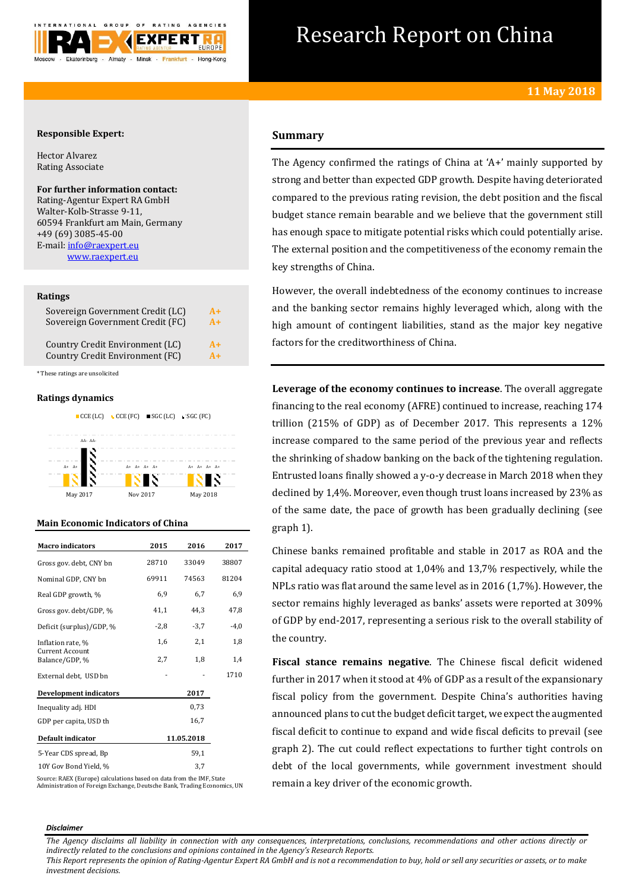# Research Report on China

**11 May 2018**

**Responsible Expert:**

Hector Alvarez
Rating Associate

**For further information contact:**
Rating-Agentur Expert RA GmbH
Walter-Kolb-Strasse 9-11,
60594 Frankfurt am Main, Germany
+49 (69) 3085-45-00
E-mail: info@raexpert.eu
www.raexpert.eu

## Ratings

| | |
|---|---|
| Sovereign Government Credit (LC) | A+ |
| Sovereign Government Credit (FC) | A+ |
| Country Credit Environment (LC) | A+ |
| Country Credit Environment (FC) | A+ |

*These ratings are unsolicited

## Ratings dynamics

CCE (LC) | CCE (FC) | SGC (LC) | SGC (FC)

| | CCE (LC) | CCE (FC) | SGC (LC) | SGC (FC) |
|---|---|---|---|---|
| May 2017 | A+ | A+ | AA- | AA- |
| Nov 2017 | A+ | A+ | A+ | A+ |
| May 2018 | A+ | A+ | A+ | A+ |

## Main Economic Indicators of China

| Macro indicators | 2015 | 2016 | 2017 |
|---|---|---|---|
| Gross gov. debt, CNY bn | 28710 | 33049 | 38807 |
| Nominal GDP, CNY bn | 69911 | 74563 | 81204 |
| Real GDP growth, % | 6,9 | 6,7 | 6,9 |
| Gross gov. debt/GDP, % | 41,1 | 44,3 | 47,8 |
| Deficit (surplus)/GDP, % | -2,8 | -3,7 | -4,0 |
| Inflation rate, % | 1,6 | 2,1 | 1,8 |
| Current Account Balance/GDP, % | 2,7 | 1,8 | 1,4 |
| External debt, USD bn | - | - | 1710 |
| **Development indicators** | | | **2017** |
| Inequality adj. HDI | | | 0,73 |
| GDP per capita, USD th | | | 16,7 |
| **Default indicator** | | | **11.05.2018** |
| 5-Year CDS spread, Bp | | | 59,1 |
| 10Y Gov Bond Yield, % | | | 3,7 |

Source: RAEX (Europe) calculations based on data from the IMF, State Administration of Foreign Exchange, Deutsche Bank, Trading Economics, UN

## Summary

The Agency confirmed the ratings of China at 'A+' mainly supported by strong and better than expected GDP growth. Despite having deteriorated compared to the previous rating revision, the debt position and the fiscal budget stance remain bearable and we believe that the government still has enough space to mitigate potential risks which could potentially arise. The external position and the competitiveness of the economy remain the key strengths of China.

However, the overall indebtedness of the economy continues to increase and the banking sector remains highly leveraged which, along with the high amount of contingent liabilities, stand as the major key negative factors for the creditworthiness of China.

**Leverage of the economy continues to increase**. The overall aggregate financing to the real economy (AFRE) continued to increase, reaching 174 trillion (215% of GDP) as of December 2017. This represents a 12% increase compared to the same period of the previous year and reflects the shrinking of shadow banking on the back of the tightening regulation. Entrusted loans finally showed a y-o-y decrease in March 2018 when they declined by 1,4%. Moreover, even though trust loans increased by 23% as of the same date, the pace of growth has been gradually declining (see graph 1).

Chinese banks remained profitable and stable in 2017 as ROA and the capital adequacy ratio stood at 1,04% and 13,7% respectively, while the NPLs ratio was flat around the same level as in 2016 (1,7%). However, the sector remains highly leveraged as banks' assets were reported at 309% of GDP by end-2017, representing a serious risk to the overall stability of the country.

**Fiscal stance remains negative**. The Chinese fiscal deficit widened further in 2017 when it stood at 4% of GDP as a result of the expansionary fiscal policy from the government. Despite China's authorities having announced plans to cut the budget deficit target, we expect the augmented fiscal deficit to continue to expand and wide fiscal deficits to prevail (see graph 2). The cut could reflect expectations to further tight controls on debt of the local governments, while government investment should remain a key driver of the economic growth.

***Disclaimer***

*The Agency disclaims all liability in connection with any consequences, interpretations, conclusions, recommendations and other actions directly or indirectly related to the conclusions and opinions contained in the Agency's Research Reports.*
*This Report represents the opinion of Rating-Agentur Expert RA GmbH and is not a recommendation to buy, hold or sell any securities or assets, or to make investment decisions.*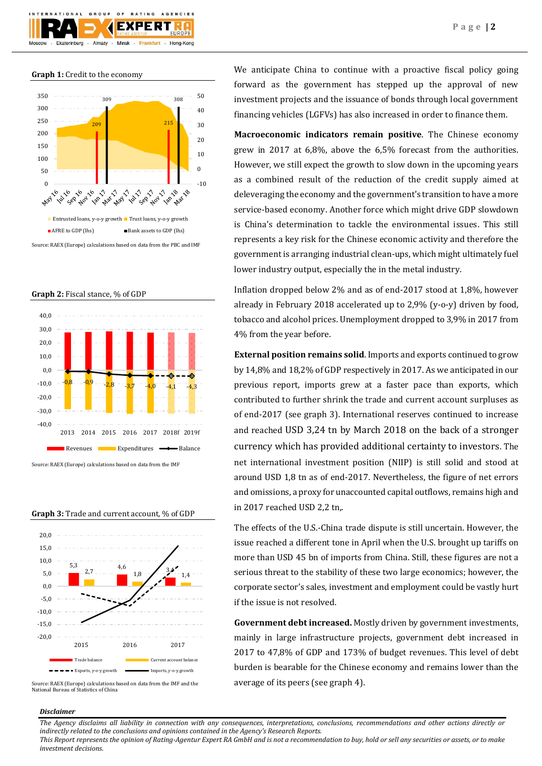**Graph 1:** Credit to the economy

Source: RAEX (Europe) calculations based on data from the PBC and IMF

**Graph 2:** Fiscal stance, % of GDP

Source: RAEX (Europe) calculations based on data from the IMF

**Graph 3:** Trade and current account, % of GDP

Source: RAEX (Europe) calculations based on data from the IMF and the National Bureau of Statistics of China

We anticipate China to continue with a proactive fiscal policy going forward as the government has stepped up the approval of new investment projects and the issuance of bonds through local government financing vehicles (LGFVs) has also increased in order to finance them.

**Macroeconomic indicators remain positive**. The Chinese economy grew in 2017 at 6,8%, above the 6,5% forecast from the authorities. However, we still expect the growth to slow down in the upcoming years as a combined result of the reduction of the credit supply aimed at deleveraging the economy and the government's transition to have a more service-based economy. Another force which might drive GDP slowdown is China's determination to tackle the environmental issues. This still represents a key risk for the Chinese economic activity and therefore the government is arranging industrial clean-ups, which might ultimately fuel lower industry output, especially the in the metal industry.

Inflation dropped below 2% and as of end-2017 stood at 1,8%, however already in February 2018 accelerated up to 2,9% (y-o-y) driven by food, tobacco and alcohol prices. Unemployment dropped to 3,9% in 2017 from 4% from the year before.

**External position remains solid**. Imports and exports continued to grow by 14,8% and 18,2% of GDP respectively in 2017. As we anticipated in our previous report, imports grew at a faster pace than exports, which contributed to further shrink the trade and current account surpluses as of end-2017 (see graph 3). International reserves continued to increase and reached USD 3,24 tn by March 2018 on the back of a stronger currency which has provided additional certainty to investors. The net international investment position (NIIP) is still solid and stood at around USD 1,8 tn as of end-2017. Nevertheless, the figure of net errors and omissions, a proxy for unaccounted capital outflows, remains high and in 2017 reached USD 2,2 tn,.

The effects of the U.S.-China trade dispute is still uncertain. However, the issue reached a different tone in April when the U.S. brought up tariffs on more than USD 45 bn of imports from China. Still, these figures are not a serious threat to the stability of these two large economics; however, the corporate sector's sales, investment and employment could be vastly hurt if the issue is not resolved.

**Government debt increased.** Mostly driven by government investments, mainly in large infrastructure projects, government debt increased in 2017 to 47,8% of GDP and 173% of budget revenues. This level of debt burden is bearable for the Chinese economy and remains lower than the average of its peers (see graph 4).

***Disclaimer***

*The Agency disclaims all liability in connection with any consequences, interpretations, conclusions, recommendations and other actions directly or indirectly related to the conclusions and opinions contained in the Agency's Research Reports.*
*This Report represents the opinion of Rating-Agentur Expert RA GmbH and is not a recommendation to buy, hold or sell any securities or assets, or to make investment decisions.*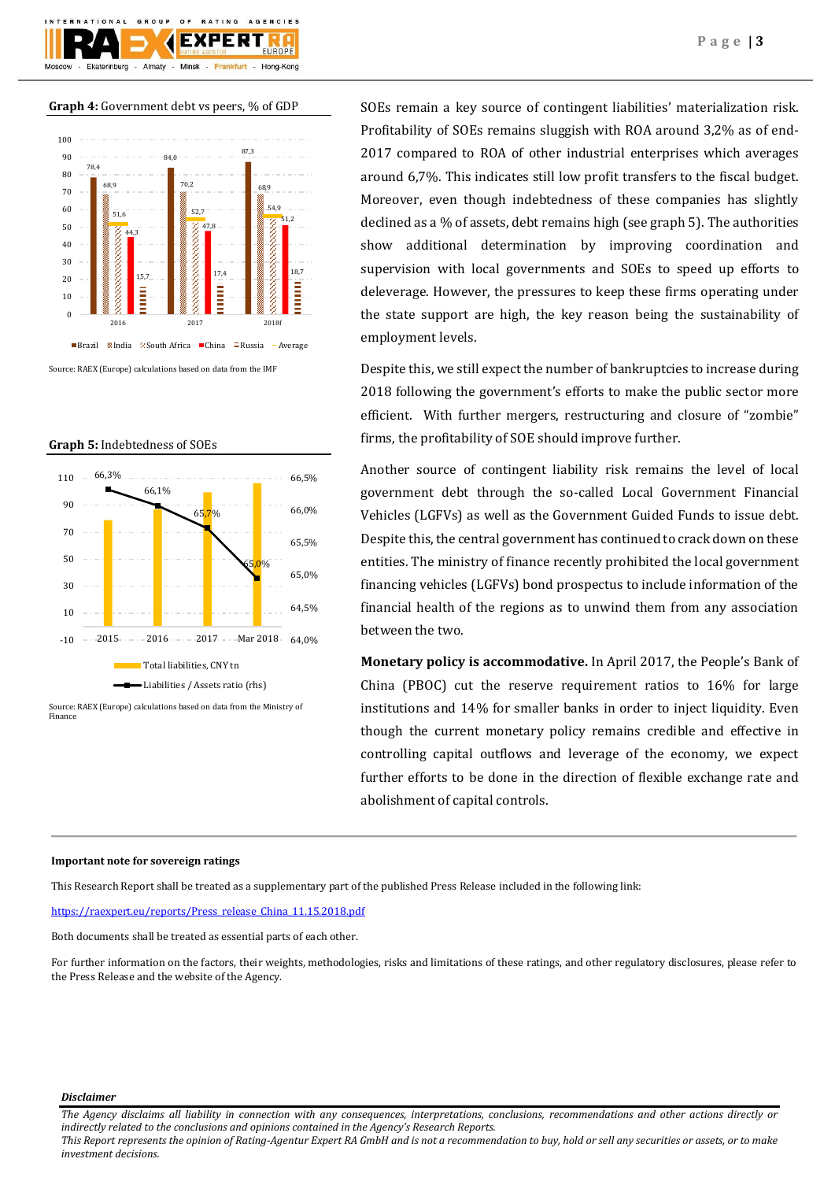**Graph 4:** Government debt vs peers, % of GDP

100
90
80
70
60
50
40
30
20
10
0

78,4
68,9
51,6
44,3
15,7
84,0
70,2
52,7
47,8
17,4
87,3
68,9
54,9
51,2
18,7

2016
2017
2018f

Brazil India South Africa China Russia Average

Source: RAEX (Europe) calculations based on data from the IMF

**Graph 5:** Indebtedness of SOEs

110
90
70
50
30
10
-10

66,3%
66,1%
65,7%
65,0%

66,5%
66,0%
65,5%
65,0%
64,5%
64,0%

2015
2016
2017
Mar 2018

Total liabilities, CNY tn
Liabilities / Assets ratio (rhs)

Source: RAEX (Europe) calculations based on data from the Ministry of Finance

SOEs remain a key source of contingent liabilities' materialization risk. Profitability of SOEs remains sluggish with ROA around 3,2% as of end-2017 compared to ROA of other industrial enterprises which averages around 6,7%. This indicates still low profit transfers to the fiscal budget. Moreover, even though indebtedness of these companies has slightly declined as a % of assets, debt remains high (see graph 5). The authorities show additional determination by improving coordination and supervision with local governments and SOEs to speed up efforts to deleverage. However, the pressures to keep these firms operating under the state support are high, the key reason being the sustainability of employment levels.

Despite this, we still expect the number of bankruptcies to increase during 2018 following the government's efforts to make the public sector more efficient. With further mergers, restructuring and closure of "zombie" firms, the profitability of SOE should improve further.

Another source of contingent liability risk remains the level of local government debt through the so-called Local Government Financial Vehicles (LGFVs) as well as the Government Guided Funds to issue debt. Despite this, the central government has continued to crack down on these entities. The ministry of finance recently prohibited the local government financing vehicles (LGFVs) bond prospectus to include information of the financial health of the regions as to unwind them from any association between the two.

**Monetary policy is accommodative.** In April 2017, the People's Bank of China (PBOC) cut the reserve requirement ratios to 16% for large institutions and 14% for smaller banks in order to inject liquidity. Even though the current monetary policy remains credible and effective in controlling capital outflows and leverage of the economy, we expect further efforts to be done in the direction of flexible exchange rate and abolishment of capital controls.

---

**Important note for sovereign ratings**

This Research Report shall be treated as a supplementary part of the published Press Release included in the following link:

[https://raexpert.eu/reports/Press_release_China_11.15.2018.pdf](https://raexpert.eu/reports/Press_release_China_11.15.2018.pdf)

Both documents shall be treated as essential parts of each other.

For further information on the factors, their weights, methodologies, risks and limitations of these ratings, and other regulatory disclosures, please refer to the Press Release and the website of the Agency.

***Disclaimer***

*The Agency disclaims all liability in connection with any consequences, interpretations, conclusions, recommendations and other actions directly or indirectly related to the conclusions and opinions contained in the Agency's Research Reports.*
*This Report represents the opinion of Rating-Agentur Expert RA GmbH and is not a recommendation to buy, hold or sell any securities or assets, or to make investment decisions.*